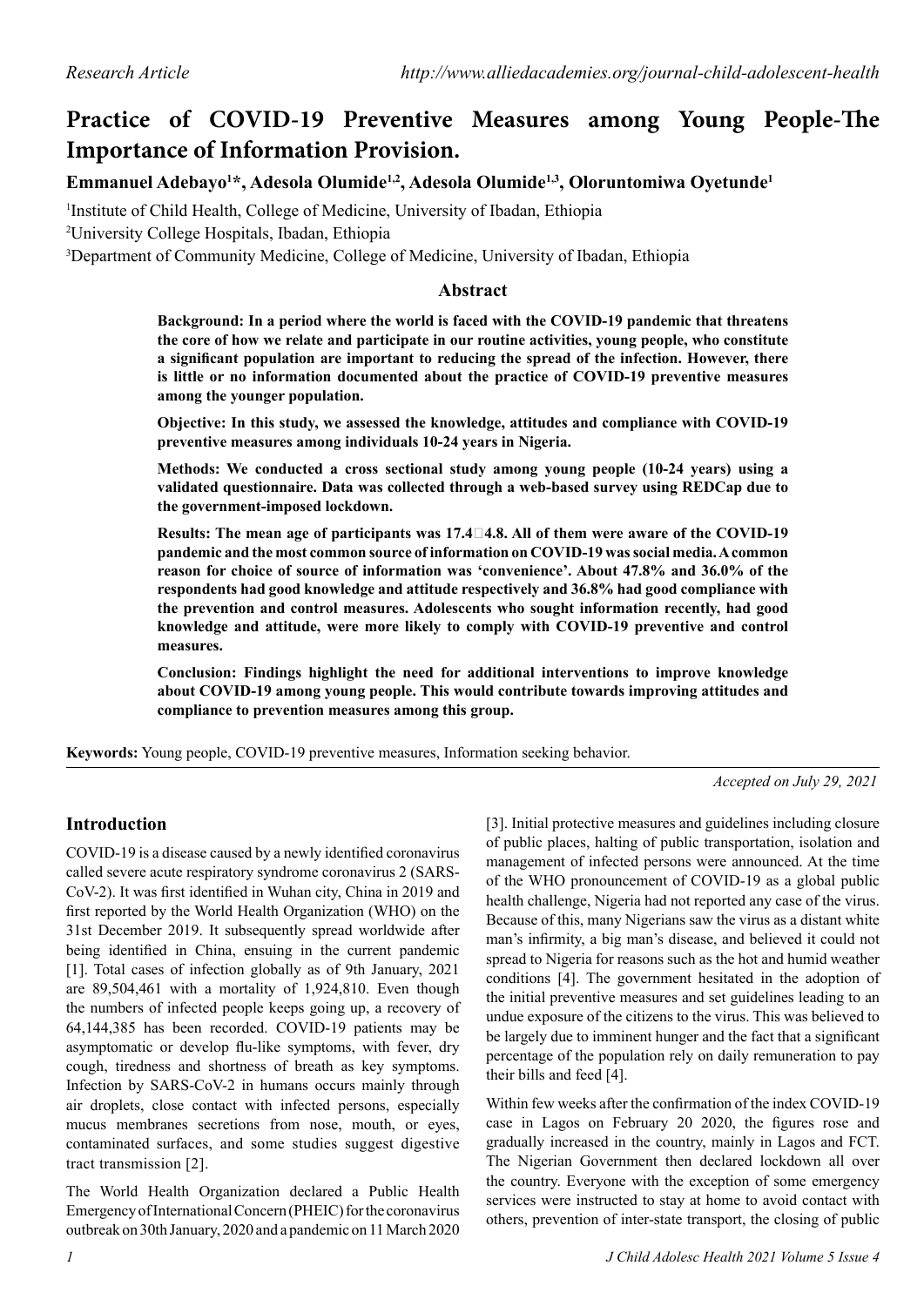*Research Article*

# Practice of COVID-19 Preventive Measures among Young People-The Importance of Information Provision.

**Emmanuel Adebayo[1]*, Adesola Olumide[1,2], Adesola Olumide[1,3], Oloruntomiwa Oyetunde[1]**

[1]Institute of Child Health, College of Medicine, University of Ibadan, Ethiopia

[2]University College Hospitals, Ibadan, Ethiopia

[3]Department of Community Medicine, College of Medicine, University of Ibadan, Ethiopia

## Abstract

**Background: In a period where the world is faced with the COVID-19 pandemic that threatens the core of how we relate and participate in our routine activities, young people, who constitute a significant population are important to reducing the spread of the infection. However, there is little or no information documented about the practice of COVID-19 preventive measures among the younger population.**

**Objective: In this study, we assessed the knowledge, attitudes and compliance with COVID-19 preventive measures among individuals 10-24 years in Nigeria.**

**Methods: We conducted a cross sectional study among young people (10-24 years) using a validated questionnaire. Data was collected through a web-based survey using REDCap due to the government-imposed lockdown.**

**Results: The mean age of participants was 17.4±4.8. All of them were aware of the COVID-19 pandemic and the most common source of information on COVID-19 was social media. A common reason for choice of source of information was 'convenience'. About 47.8% and 36.0% of the respondents had good knowledge and attitude respectively and 36.8% had good compliance with the prevention and control measures. Adolescents who sought information recently, had good knowledge and attitude, were more likely to comply with COVID-19 preventive and control measures.**

**Conclusion: Findings highlight the need for additional interventions to improve knowledge about COVID-19 among young people. This would contribute towards improving attitudes and compliance to prevention measures among this group.**

**Keywords:** Young people, COVID-19 preventive measures, Information seeking behavior.

*Accepted on July 29, 2021*

## Introduction

COVID-19 is a disease caused by a newly identified coronavirus called severe acute respiratory syndrome coronavirus 2 (SARS-CoV-2). It was first identified in Wuhan city, China in 2019 and first reported by the World Health Organization (WHO) on the 31st December 2019. It subsequently spread worldwide after being identified in China, ensuing in the current pandemic [1]. Total cases of infection globally as of 9th January, 2021 are 89,504,461 with a mortality of 1,924,810. Even though the numbers of infected people keeps going up, a recovery of 64,144,385 has been recorded. COVID-19 patients may be asymptomatic or develop flu-like symptoms, with fever, dry cough, tiredness and shortness of breath as key symptoms. Infection by SARS-CoV-2 in humans occurs mainly through air droplets, close contact with infected persons, especially mucus membranes secretions from nose, mouth, or eyes, contaminated surfaces, and some studies suggest digestive tract transmission [2].

The World Health Organization declared a Public Health Emergency of International Concern (PHEIC) for the coronavirus outbreak on 30th January, 2020 and a pandemic on 11 March 2020 [3]. Initial protective measures and guidelines including closure of public places, halting of public transportation, isolation and management of infected persons were announced. At the time of the WHO pronouncement of COVID-19 as a global public health challenge, Nigeria had not reported any case of the virus. Because of this, many Nigerians saw the virus as a distant white man's infirmity, a big man's disease, and believed it could not spread to Nigeria for reasons such as the hot and humid weather conditions [4]. The government hesitated in the adoption of the initial preventive measures and set guidelines leading to an undue exposure of the citizens to the virus. This was believed to be largely due to imminent hunger and the fact that a significant percentage of the population rely on daily remuneration to pay their bills and feed [4].

Within few weeks after the confirmation of the index COVID-19 case in Lagos on February 20 2020, the figures rose and gradually increased in the country, mainly in Lagos and FCT. The Nigerian Government then declared lockdown all over the country. Everyone with the exception of some emergency services were instructed to stay at home to avoid contact with others, prevention of inter-state transport, the closing of public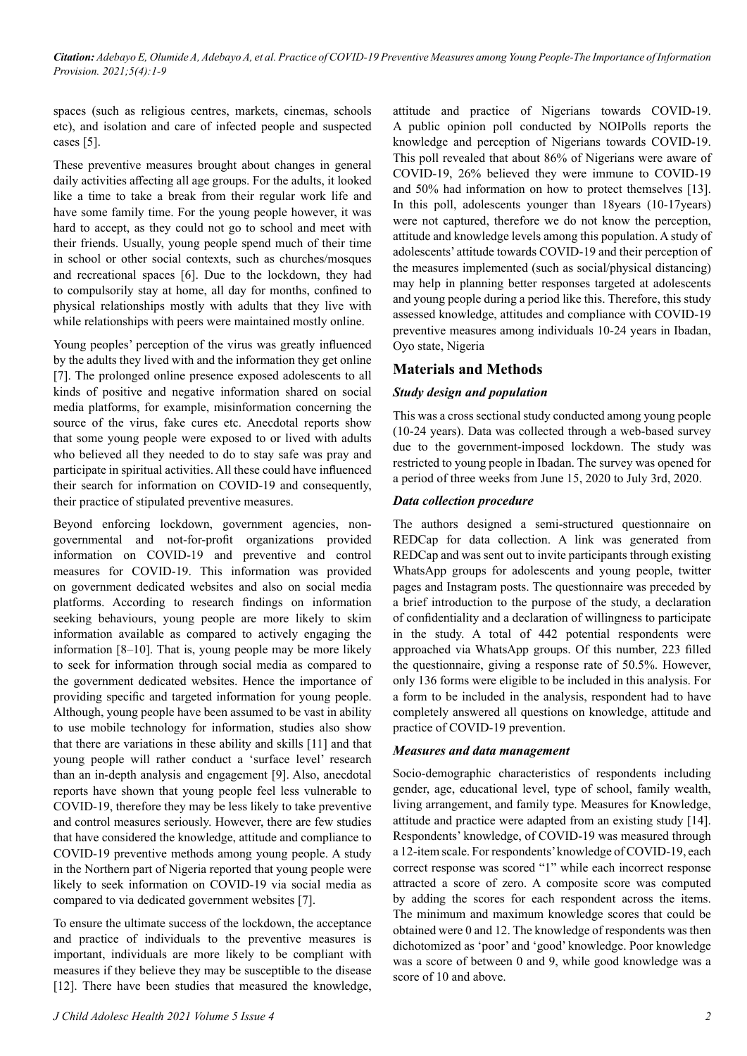spaces (such as religious centres, markets, cinemas, schools etc), and isolation and care of infected people and suspected cases [5].

These preventive measures brought about changes in general daily activities affecting all age groups. For the adults, it looked like a time to take a break from their regular work life and have some family time. For the young people however, it was hard to accept, as they could not go to school and meet with their friends. Usually, young people spend much of their time in school or other social contexts, such as churches/mosques and recreational spaces [6]. Due to the lockdown, they had to compulsorily stay at home, all day for months, confined to physical relationships mostly with adults that they live with while relationships with peers were maintained mostly online.

Young peoples' perception of the virus was greatly influenced by the adults they lived with and the information they get online [7]. The prolonged online presence exposed adolescents to all kinds of positive and negative information shared on social media platforms, for example, misinformation concerning the source of the virus, fake cures etc. Anecdotal reports show that some young people were exposed to or lived with adults who believed all they needed to do to stay safe was pray and participate in spiritual activities. All these could have influenced their search for information on COVID-19 and consequently, their practice of stipulated preventive measures.

Beyond enforcing lockdown, government agencies, non-governmental and not-for-profit organizations provided information on COVID-19 and preventive and control measures for COVID-19. This information was provided on government dedicated websites and also on social media platforms. According to research findings on information seeking behaviours, young people are more likely to skim information available as compared to actively engaging the information [8–10]. That is, young people may be more likely to seek for information through social media as compared to the government dedicated websites. Hence the importance of providing specific and targeted information for young people. Although, young people have been assumed to be vast in ability to use mobile technology for information, studies also show that there are variations in these ability and skills [11] and that young people will rather conduct a 'surface level' research than an in-depth analysis and engagement [9]. Also, anecdotal reports have shown that young people feel less vulnerable to COVID-19, therefore they may be less likely to take preventive and control measures seriously. However, there are few studies that have considered the knowledge, attitude and compliance to COVID-19 preventive methods among young people. A study in the Northern part of Nigeria reported that young people were likely to seek information on COVID-19 via social media as compared to via dedicated government websites [7].

To ensure the ultimate success of the lockdown, the acceptance and practice of individuals to the preventive measures is important, individuals are more likely to be compliant with measures if they believe they may be susceptible to the disease [12]. There have been studies that measured the knowledge, attitude and practice of Nigerians towards COVID-19. A public opinion poll conducted by NOIPolls reports the knowledge and perception of Nigerians towards COVID-19. This poll revealed that about 86% of Nigerians were aware of COVID-19, 26% believed they were immune to COVID-19 and 50% had information on how to protect themselves [13]. In this poll, adolescents younger than 18years (10-17years) were not captured, therefore we do not know the perception, attitude and knowledge levels among this population. A study of adolescents' attitude towards COVID-19 and their perception of the measures implemented (such as social/physical distancing) may help in planning better responses targeted at adolescents and young people during a period like this. Therefore, this study assessed knowledge, attitudes and compliance with COVID-19 preventive measures among individuals 10-24 years in Ibadan, Oyo state, Nigeria

## Materials and Methods

### *Study design and population*

This was a cross sectional study conducted among young people (10-24 years). Data was collected through a web-based survey due to the government-imposed lockdown. The study was restricted to young people in Ibadan. The survey was opened for a period of three weeks from June 15, 2020 to July 3rd, 2020.

### *Data collection procedure*

The authors designed a semi-structured questionnaire on REDCap for data collection. A link was generated from REDCap and was sent out to invite participants through existing WhatsApp groups for adolescents and young people, twitter pages and Instagram posts. The questionnaire was preceded by a brief introduction to the purpose of the study, a declaration of confidentiality and a declaration of willingness to participate in the study. A total of 442 potential respondents were approached via WhatsApp groups. Of this number, 223 filled the questionnaire, giving a response rate of 50.5%. However, only 136 forms were eligible to be included in this analysis. For a form to be included in the analysis, respondent had to have completely answered all questions on knowledge, attitude and practice of COVID-19 prevention.

### *Measures and data management*

Socio-demographic characteristics of respondents including gender, age, educational level, type of school, family wealth, living arrangement, and family type. Measures for Knowledge, attitude and practice were adapted from an existing study [14]. Respondents' knowledge, of COVID-19 was measured through a 12-item scale. For respondents' knowledge of COVID-19, each correct response was scored "1" while each incorrect response attracted a score of zero. A composite score was computed by adding the scores for each respondent across the items. The minimum and maximum knowledge scores that could be obtained were 0 and 12. The knowledge of respondents was then dichotomized as 'poor' and 'good' knowledge. Poor knowledge was a score of between 0 and 9, while good knowledge was a score of 10 and above.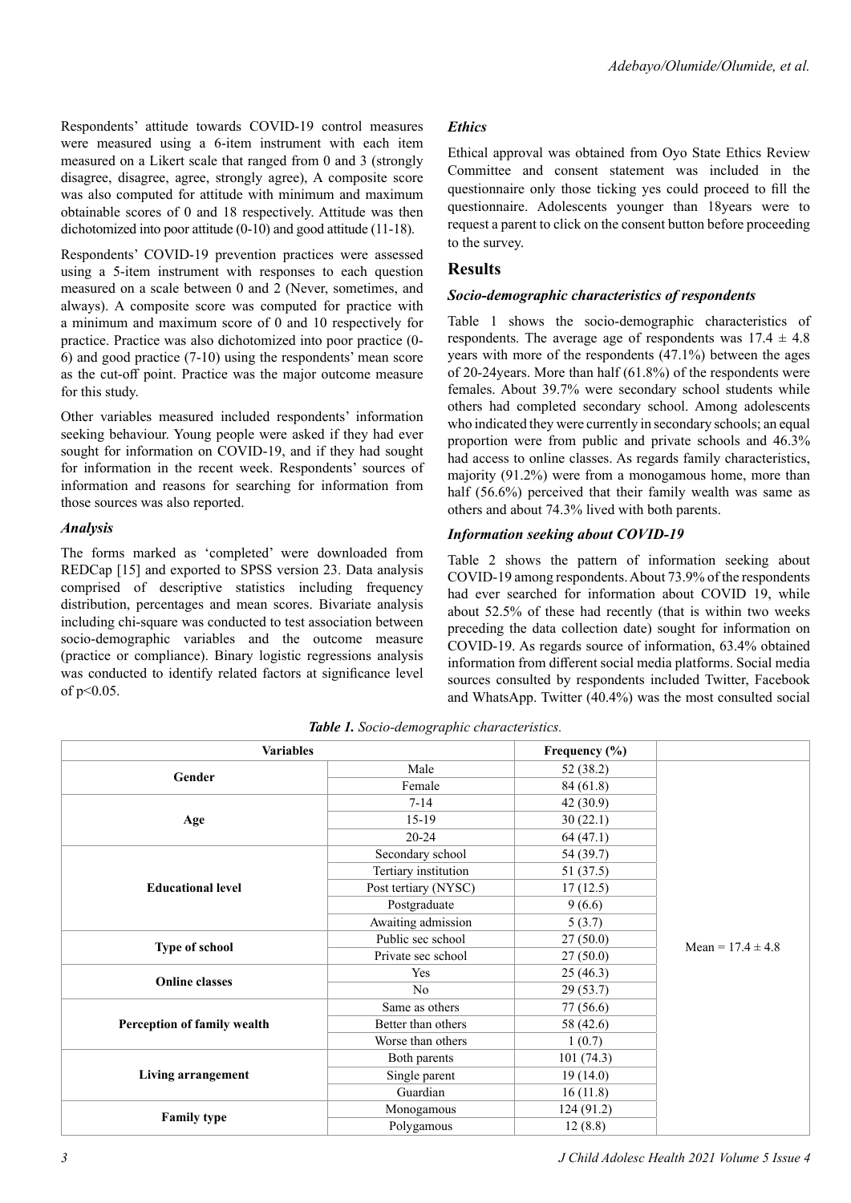Respondents' attitude towards COVID-19 control measures were measured using a 6-item instrument with each item measured on a Likert scale that ranged from 0 and 3 (strongly disagree, disagree, agree, strongly agree), A composite score was also computed for attitude with minimum and maximum obtainable scores of 0 and 18 respectively. Attitude was then dichotomized into poor attitude (0-10) and good attitude (11-18).

Respondents' COVID-19 prevention practices were assessed using a 5-item instrument with responses to each question measured on a scale between 0 and 2 (Never, sometimes, and always). A composite score was computed for practice with a minimum and maximum score of 0 and 10 respectively for practice. Practice was also dichotomized into poor practice (0-6) and good practice (7-10) using the respondents' mean score as the cut-off point. Practice was the major outcome measure for this study.

Other variables measured included respondents' information seeking behaviour. Young people were asked if they had ever sought for information on COVID-19, and if they had sought for information in the recent week. Respondents' sources of information and reasons for searching for information from those sources was also reported.

### *Analysis*

The forms marked as 'completed' were downloaded from REDCap [15] and exported to SPSS version 23. Data analysis comprised of descriptive statistics including frequency distribution, percentages and mean scores. Bivariate analysis including chi-square was conducted to test association between socio-demographic variables and the outcome measure (practice or compliance). Binary logistic regressions analysis was conducted to identify related factors at significance level of $p<0.05$.

### *Ethics*

Ethical approval was obtained from Oyo State Ethics Review Committee and consent statement was included in the questionnaire only those ticking yes could proceed to fill the questionnaire. Adolescents younger than 18years were to request a parent to click on the consent button before proceeding to the survey.

## Results

### *Socio-demographic characteristics of respondents*

Table 1 shows the socio-demographic characteristics of respondents. The average age of respondents was $17.4 \pm 4.8$ years with more of the respondents (47.1%) between the ages of 20-24years. More than half (61.8%) of the respondents were females. About 39.7% were secondary school students while others had completed secondary school. Among adolescents who indicated they were currently in secondary schools; an equal proportion were from public and private schools and 46.3% had access to online classes. As regards family characteristics, majority (91.2%) were from a monogamous home, more than half (56.6%) perceived that their family wealth was same as others and about 74.3% lived with both parents.

### *Information seeking about COVID-19*

Table 2 shows the pattern of information seeking about COVID-19 among respondents. About 73.9% of the respondents had ever searched for information about COVID 19, while about 52.5% of these had recently (that is within two weeks preceding the data collection date) sought for information on COVID-19. As regards source of information, 63.4% obtained information from different social media platforms. Social media sources consulted by respondents included Twitter, Facebook and WhatsApp. Twitter (40.4%) was the most consulted social

***Table 1.*** *Socio-demographic characteristics.*

| Variables | | Frequency (%) | |
|---|---|---|---|
| **Gender** | Male | 52 (38.2) | Mean = $17.4 \pm 4.8$ |
| | Female | 84 (61.8) | |
| **Age** | 7-14 | 42 (30.9) | |
| | 15-19 | 30 (22.1) | |
| | 20-24 | 64 (47.1) | |
| **Educational level** | Secondary school | 54 (39.7) | |
| | Tertiary institution | 51 (37.5) | |
| | Post tertiary (NYSC) | 17 (12.5) | |
| | Postgraduate | 9 (6.6) | |
| | Awaiting admission | 5 (3.7) | |
| **Type of school** | Public sec school | 27 (50.0) | |
| | Private sec school | 27 (50.0) | |
| **Online classes** | Yes | 25 (46.3) | |
| | No | 29 (53.7) | |
| **Perception of family wealth** | Same as others | 77 (56.6) | |
| | Better than others | 58 (42.6) | |
| | Worse than others | 1 (0.7) | |
| **Living arrangement** | Both parents | 101 (74.3) | |
| | Single parent | 19 (14.0) | |
| | Guardian | 16 (11.8) | |
| **Family type** | Monogamous | 124 (91.2) | |
| | Polygamous | 12 (8.8) | |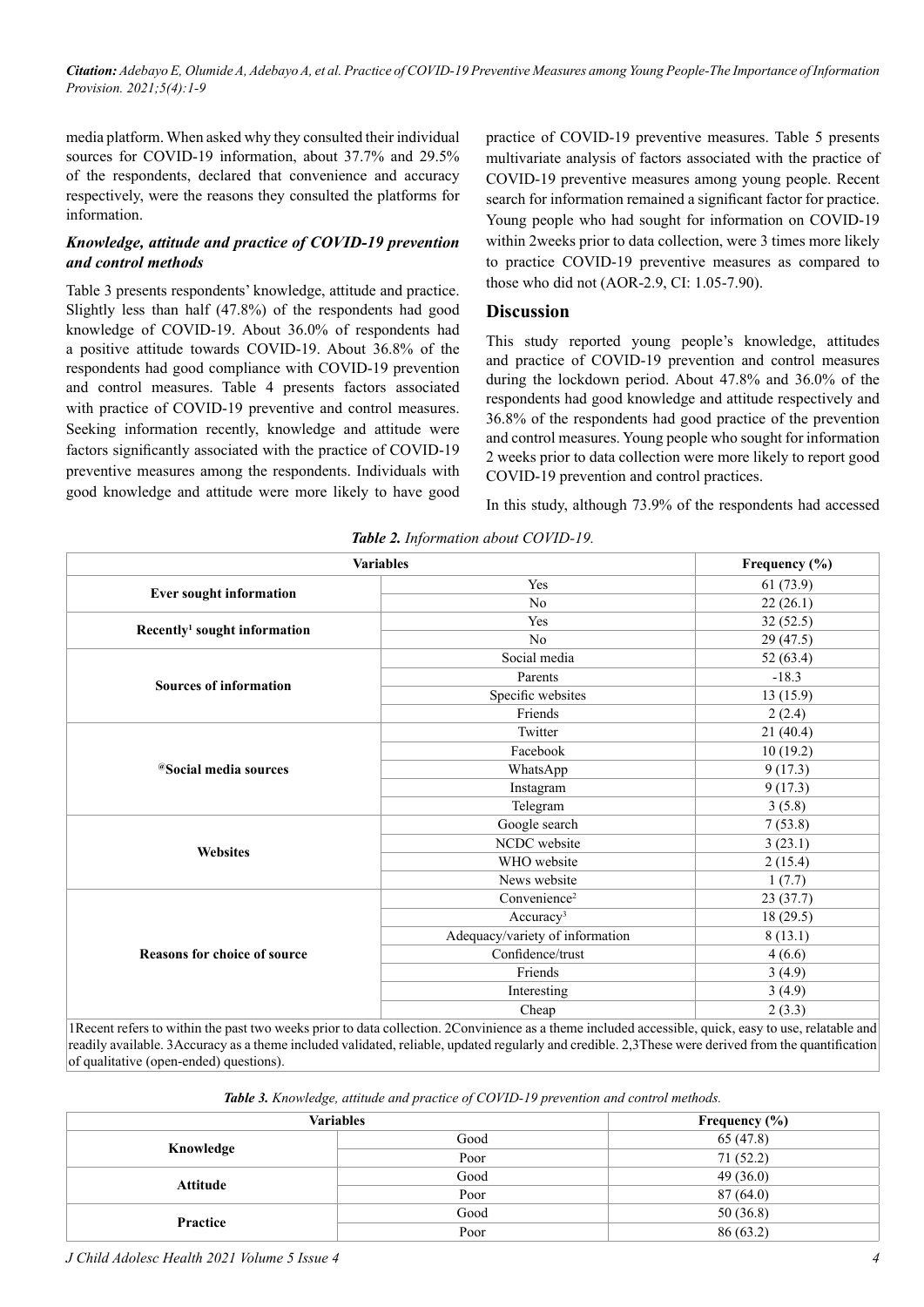media platform. When asked why they consulted their individual sources for COVID-19 information, about 37.7% and 29.5% of the respondents, declared that convenience and accuracy respectively, were the reasons they consulted the platforms for information.

### *Knowledge, attitude and practice of COVID-19 prevention and control methods*

Table 3 presents respondents' knowledge, attitude and practice. Slightly less than half (47.8%) of the respondents had good knowledge of COVID-19. About 36.0% of respondents had a positive attitude towards COVID-19. About 36.8% of the respondents had good compliance with COVID-19 prevention and control measures. Table 4 presents factors associated with practice of COVID-19 preventive and control measures. Seeking information recently, knowledge and attitude were factors significantly associated with the practice of COVID-19 preventive measures among the respondents. Individuals with good knowledge and attitude were more likely to have good practice of COVID-19 preventive measures. Table 5 presents multivariate analysis of factors associated with the practice of COVID-19 preventive measures among young people. Recent search for information remained a significant factor for practice. Young people who had sought for information on COVID-19 within 2weeks prior to data collection, were 3 times more likely to practice COVID-19 preventive measures as compared to those who did not (AOR-2.9, CI: 1.05-7.90).

## Discussion

This study reported young people's knowledge, attitudes and practice of COVID-19 prevention and control measures during the lockdown period. About 47.8% and 36.0% of the respondents had good knowledge and attitude respectively and 36.8% of the respondents had good practice of the prevention and control measures. Young people who sought for information 2 weeks prior to data collection were more likely to report good COVID-19 prevention and control practices.

In this study, although 73.9% of the respondents had accessed

***Table 2.*** *Information about COVID-19.*

| Variables | | Frequency (%) |
|---|---|---|
| **Ever sought information** | Yes | 61 (73.9) |
| | No | 22 (26.1) |
| **Recently[1] sought information** | Yes | 32 (52.5) |
| | No | 29 (47.5) |
| **Sources of information** | Social media | 52 (63.4) |
| | Parents | -18.3 |
| | Specific websites | 13 (15.9) |
| | Friends | 2 (2.4) |
| **@Social media sources** | Twitter | 21 (40.4) |
| | Facebook | 10 (19.2) |
| | WhatsApp | 9 (17.3) |
| | Instagram | 9 (17.3) |
| | Telegram | 3 (5.8) |
| **Websites** | Google search | 7 (53.8) |
| | NCDC website | 3 (23.1) |
| | WHO website | 2 (15.4) |
| | News website | 1 (7.7) |
| **Reasons for choice of source** | Convenience[2] | 23 (37.7) |
| | Accuracy[3] | 18 (29.5) |
| | Adequacy/variety of information | 8 (13.1) |
| | Confidence/trust | 4 (6.6) |
| | Friends | 3 (4.9) |
| | Interesting | 3 (4.9) |
| | Cheap | 2 (3.3) |

1Recent refers to within the past two weeks prior to data collection. 2Convinience as a theme included accessible, quick, easy to use, relatable and readily available. 3Accuracy as a theme included validated, reliable, updated regularly and credible. 2,3These were derived from the quantification of qualitative (open-ended) questions).

***Table 3.*** *Knowledge, attitude and practice of COVID-19 prevention and control methods.*

| Variables | | Frequency (%) |
|---|---|---|
| **Knowledge** | Good | 65 (47.8) |
| | Poor | 71 (52.2) |
| **Attitude** | Good | 49 (36.0) |
| | Poor | 87 (64.0) |
| **Practice** | Good | 50 (36.8) |
| | Poor | 86 (63.2) |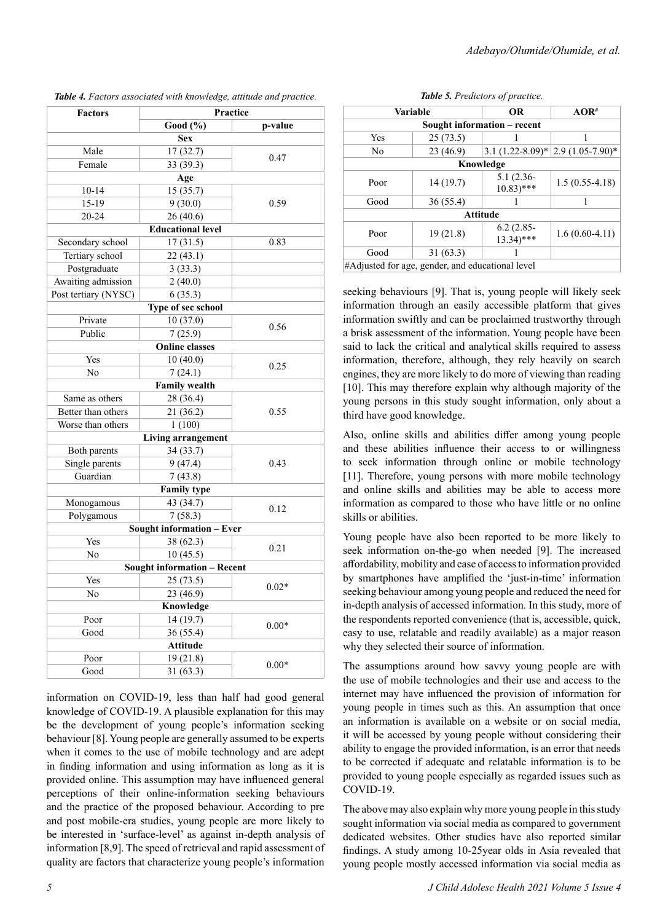*Table 4. Factors associated with knowledge, attitude and practice.*

| Factors | Practice | |
|---|---|---|
| | Good (%) | p-value |
| **Sex** | | |
| Male | 17 (32.7) | 0.47 |
| Female | 33 (39.3) | |
| **Age** | | |
| 10-14 | 15 (35.7) | 0.59 |
| 15-19 | 9 (30.0) | |
| 20-24 | 26 (40.6) | |
| **Educational level** | | |
| Secondary school | 17 (31.5) | 0.83 |
| Tertiary school | 22 (43.1) | |
| Postgraduate | 3 (33.3) | |
| Awaiting admission | 2 (40.0) | |
| Post tertiary (NYSC) | 6 (35.3) | |
| **Type of sec school** | | |
| Private | 10 (37.0) | 0.56 |
| Public | 7 (25.9) | |
| **Online classes** | | |
| Yes | 10 (40.0) | 0.25 |
| No | 7 (24.1) | |
| **Family wealth** | | |
| Same as others | 28 (36.4) | 0.55 |
| Better than others | 21 (36.2) | |
| Worse than others | 1 (100) | |
| **Living arrangement** | | |
| Both parents | 34 (33.7) | 0.43 |
| Single parents | 9 (47.4) | |
| Guardian | 7 (43.8) | |
| **Family type** | | |
| Monogamous | 43 (34.7) | 0.12 |
| Polygamous | 7 (58.3) | |
| **Sought information – Ever** | | |
| Yes | 38 (62.3) | 0.21 |
| No | 10 (45.5) | |
| **Sought information – Recent** | | |
| Yes | 25 (73.5) | 0.02* |
| No | 23 (46.9) | |
| **Knowledge** | | |
| Poor | 14 (19.7) | 0.00* |
| Good | 36 (55.4) | |
| **Attitude** | | |
| Poor | 19 (21.8) | 0.00* |
| Good | 31 (63.3) | |

*Table 5. Predictors of practice.*

| Variable | | OR | AOR# |
|---|---|---|---|
| **Sought information – recent** | | | |
| Yes | 25 (73.5) | 1 | 1 |
| No | 23 (46.9) | 3.1 (1.22-8.09)* | 2.9 (1.05-7.90)* |
| **Knowledge** | | | |
| Poor | 14 (19.7) | 5.1 (2.36-10.83)*** | 1.5 (0.55-4.18) |
| Good | 36 (55.4) | 1 | 1 |
| **Attitude** | | | |
| Poor | 19 (21.8) | 6.2 (2.85-13.34)*** | 1.6 (0.60-4.11) |
| Good | 31 (63.3) | 1 | |
| #Adjusted for age, gender, and educational level | | | |

information on COVID-19, less than half had good general knowledge of COVID-19. A plausible explanation for this may be the development of young people's information seeking behaviour [8]. Young people are generally assumed to be experts when it comes to the use of mobile technology and are adept in finding information and using information as long as it is provided online. This assumption may have influenced general perceptions of their online-information seeking behaviours and the practice of the proposed behaviour. According to pre and post mobile-era studies, young people are more likely to be interested in 'surface-level' as against in-depth analysis of information [8,9]. The speed of retrieval and rapid assessment of quality are factors that characterize young people's information seeking behaviours [9]. That is, young people will likely seek information through an easily accessible platform that gives information swiftly and can be proclaimed trustworthy through a brisk assessment of the information. Young people have been said to lack the critical and analytical skills required to assess information, therefore, although, they rely heavily on search engines, they are more likely to do more of viewing than reading [10]. This may therefore explain why although majority of the young persons in this study sought information, only about a third have good knowledge.

Also, online skills and abilities differ among young people and these abilities influence their access to or willingness to seek information through online or mobile technology [11]. Therefore, young persons with more mobile technology and online skills and abilities may be able to access more information as compared to those who have little or no online skills or abilities.

Young people have also been reported to be more likely to seek information on-the-go when needed [9]. The increased affordability, mobility and ease of access to information provided by smartphones have amplified the 'just-in-time' information seeking behaviour among young people and reduced the need for in-depth analysis of accessed information. In this study, more of the respondents reported convenience (that is, accessible, quick, easy to use, relatable and readily available) as a major reason why they selected their source of information.

The assumptions around how savvy young people are with the use of mobile technologies and their use and access to the internet may have influenced the provision of information for young people in times such as this. An assumption that once an information is available on a website or on social media, it will be accessed by young people without considering their ability to engage the provided information, is an error that needs to be corrected if adequate and relatable information is to be provided to young people especially as regarded issues such as COVID-19.

The above may also explain why more young people in this study sought information via social media as compared to government dedicated websites. Other studies have also reported similar findings. A study among 10-25year olds in Asia revealed that young people mostly accessed information via social media as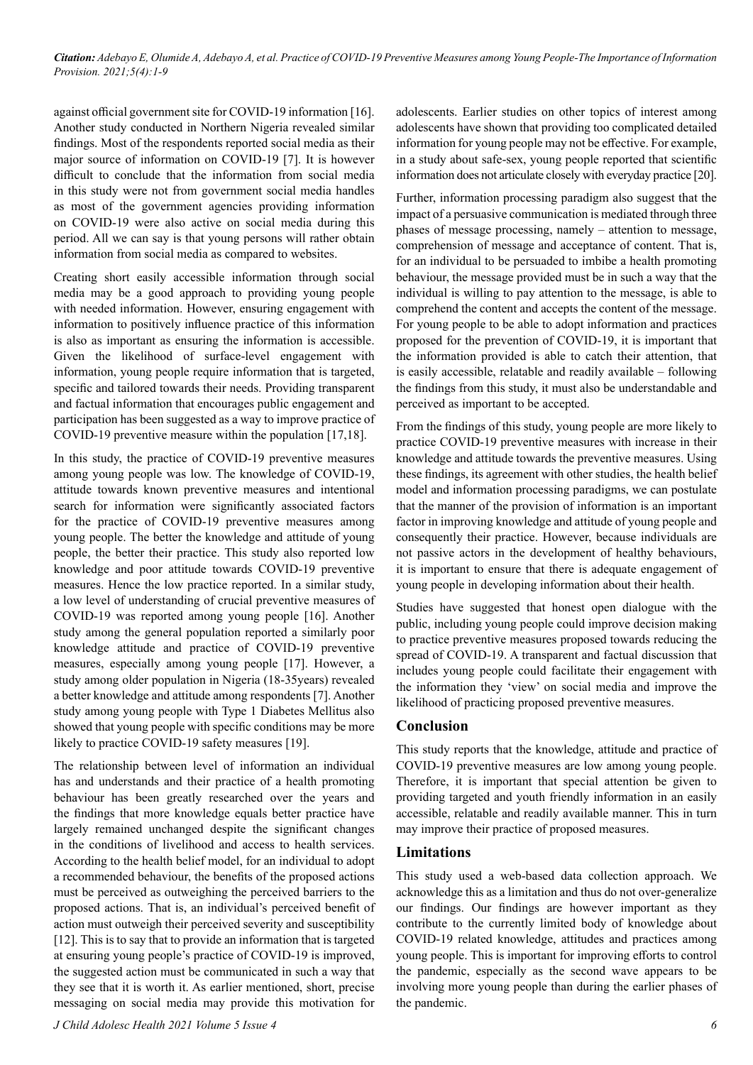against official government site for COVID-19 information [16]. Another study conducted in Northern Nigeria revealed similar findings. Most of the respondents reported social media as their major source of information on COVID-19 [7]. It is however difficult to conclude that the information from social media in this study were not from government social media handles as most of the government agencies providing information on COVID-19 were also active on social media during this period. All we can say is that young persons will rather obtain information from social media as compared to websites.

Creating short easily accessible information through social media may be a good approach to providing young people with needed information. However, ensuring engagement with information to positively influence practice of this information is also as important as ensuring the information is accessible. Given the likelihood of surface-level engagement with information, young people require information that is targeted, specific and tailored towards their needs. Providing transparent and factual information that encourages public engagement and participation has been suggested as a way to improve practice of COVID-19 preventive measure within the population [17,18].

In this study, the practice of COVID-19 preventive measures among young people was low. The knowledge of COVID-19, attitude towards known preventive measures and intentional search for information were significantly associated factors for the practice of COVID-19 preventive measures among young people. The better the knowledge and attitude of young people, the better their practice. This study also reported low knowledge and poor attitude towards COVID-19 preventive measures. Hence the low practice reported. In a similar study, a low level of understanding of crucial preventive measures of COVID-19 was reported among young people [16]. Another study among the general population reported a similarly poor knowledge attitude and practice of COVID-19 preventive measures, especially among young people [17]. However, a study among older population in Nigeria (18-35years) revealed a better knowledge and attitude among respondents [7]. Another study among young people with Type 1 Diabetes Mellitus also showed that young people with specific conditions may be more likely to practice COVID-19 safety measures [19].

The relationship between level of information an individual has and understands and their practice of a health promoting behaviour has been greatly researched over the years and the findings that more knowledge equals better practice have largely remained unchanged despite the significant changes in the conditions of livelihood and access to health services. According to the health belief model, for an individual to adopt a recommended behaviour, the benefits of the proposed actions must be perceived as outweighing the perceived barriers to the proposed actions. That is, an individual's perceived benefit of action must outweigh their perceived severity and susceptibility [12]. This is to say that to provide an information that is targeted at ensuring young people's practice of COVID-19 is improved, the suggested action must be communicated in such a way that they see that it is worth it. As earlier mentioned, short, precise messaging on social media may provide this motivation for adolescents. Earlier studies on other topics of interest among adolescents have shown that providing too complicated detailed information for young people may not be effective. For example, in a study about safe-sex, young people reported that scientific information does not articulate closely with everyday practice [20].

Further, information processing paradigm also suggest that the impact of a persuasive communication is mediated through three phases of message processing, namely – attention to message, comprehension of message and acceptance of content. That is, for an individual to be persuaded to imbibe a health promoting behaviour, the message provided must be in such a way that the individual is willing to pay attention to the message, is able to comprehend the content and accepts the content of the message. For young people to be able to adopt information and practices proposed for the prevention of COVID-19, it is important that the information provided is able to catch their attention, that is easily accessible, relatable and readily available – following the findings from this study, it must also be understandable and perceived as important to be accepted.

From the findings of this study, young people are more likely to practice COVID-19 preventive measures with increase in their knowledge and attitude towards the preventive measures. Using these findings, its agreement with other studies, the health belief model and information processing paradigms, we can postulate that the manner of the provision of information is an important factor in improving knowledge and attitude of young people and consequently their practice. However, because individuals are not passive actors in the development of healthy behaviours, it is important to ensure that there is adequate engagement of young people in developing information about their health.

Studies have suggested that honest open dialogue with the public, including young people could improve decision making to practice preventive measures proposed towards reducing the spread of COVID-19. A transparent and factual discussion that includes young people could facilitate their engagement with the information they 'view' on social media and improve the likelihood of practicing proposed preventive measures.

## Conclusion

This study reports that the knowledge, attitude and practice of COVID-19 preventive measures are low among young people. Therefore, it is important that special attention be given to providing targeted and youth friendly information in an easily accessible, relatable and readily available manner. This in turn may improve their practice of proposed measures.

## Limitations

This study used a web-based data collection approach. We acknowledge this as a limitation and thus do not over-generalize our findings. Our findings are however important as they contribute to the currently limited body of knowledge about COVID-19 related knowledge, attitudes and practices among young people. This is important for improving efforts to control the pandemic, especially as the second wave appears to be involving more young people than during the earlier phases of the pandemic.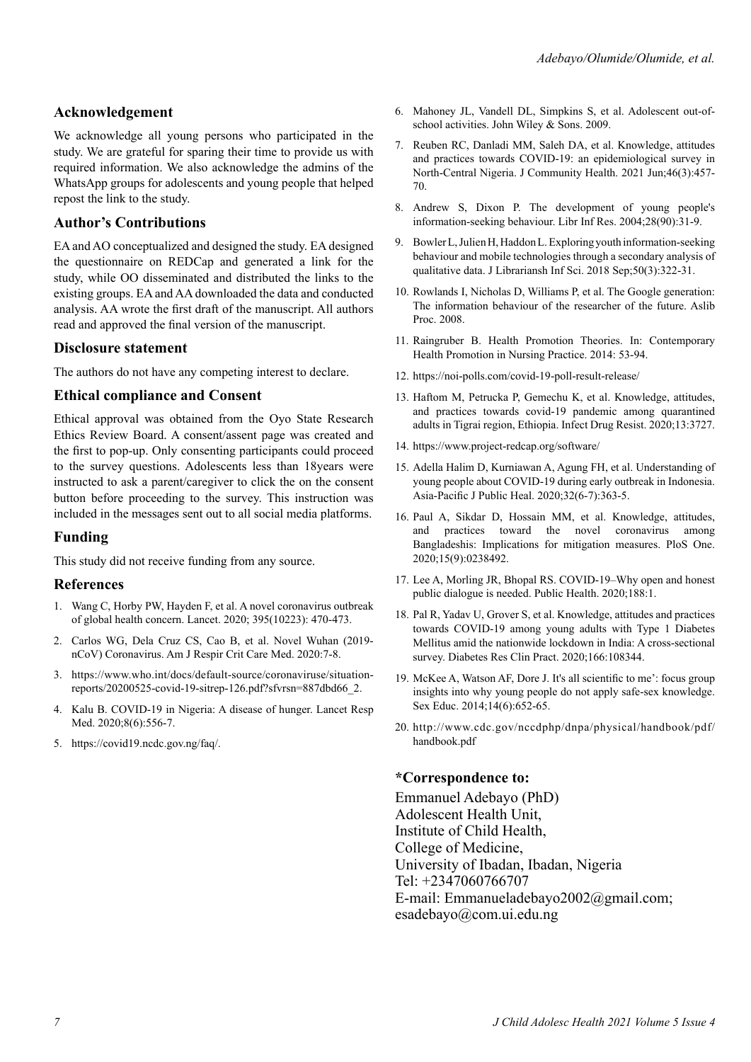## Acknowledgement

We acknowledge all young persons who participated in the study. We are grateful for sparing their time to provide us with required information. We also acknowledge the admins of the WhatsApp groups for adolescents and young people that helped repost the link to the study.

## Author's Contributions

EA and AO conceptualized and designed the study. EA designed the questionnaire on REDCap and generated a link for the study, while OO disseminated and distributed the links to the existing groups. EA and AA downloaded the data and conducted analysis. AA wrote the first draft of the manuscript. All authors read and approved the final version of the manuscript.

## Disclosure statement

The authors do not have any competing interest to declare.

## Ethical compliance and Consent

Ethical approval was obtained from the Oyo State Research Ethics Review Board. A consent/assent page was created and the first to pop-up. Only consenting participants could proceed to the survey questions. Adolescents less than 18years were instructed to ask a parent/caregiver to click the on the consent button before proceeding to the survey. This instruction was included in the messages sent out to all social media platforms.

## Funding

This study did not receive funding from any source.

## References

1. Wang C, Horby PW, Hayden F, et al. A novel coronavirus outbreak of global health concern. Lancet. 2020; 395(10223): 470-473.
2. Carlos WG, Dela Cruz CS, Cao B, et al. Novel Wuhan (2019-nCoV) Coronavirus. Am J Respir Crit Care Med. 2020:7-8.
3. https://www.who.int/docs/default-source/coronaviruse/situation-reports/20200525-covid-19-sitrep-126.pdf?sfvrsn=887dbd66_2.
4. Kalu B. COVID-19 in Nigeria: A disease of hunger. Lancet Resp Med. 2020;8(6):556-7.
5. https://covid19.ncdc.gov.ng/faq/.
6. Mahoney JL, Vandell DL, Simpkins S, et al. Adolescent out-of-school activities. John Wiley & Sons. 2009.
7. Reuben RC, Danladi MM, Saleh DA, et al. Knowledge, attitudes and practices towards COVID-19: an epidemiological survey in North-Central Nigeria. J Community Health. 2021 Jun;46(3):457-70.
8. Andrew S, Dixon P. The development of young people's information-seeking behaviour. Libr Inf Res. 2004;28(90):31-9.
9. Bowler L, Julien H, Haddon L. Exploring youth information-seeking behaviour and mobile technologies through a secondary analysis of qualitative data. J Librariansh Inf Sci. 2018 Sep;50(3):322-31.
10. Rowlands I, Nicholas D, Williams P, et al. The Google generation: The information behaviour of the researcher of the future. Aslib Proc. 2008.
11. Raingruber B. Health Promotion Theories. In: Contemporary Health Promotion in Nursing Practice. 2014: 53-94.
12. https://noi-polls.com/covid-19-poll-result-release/
13. Haftom M, Petrucka P, Gemechu K, et al. Knowledge, attitudes, and practices towards covid-19 pandemic among quarantined adults in Tigrai region, Ethiopia. Infect Drug Resist. 2020;13:3727.
14. https://www.project-redcap.org/software/
15. Adella Halim D, Kurniawan A, Agung FH, et al. Understanding of young people about COVID-19 during early outbreak in Indonesia. Asia-Pacific J Public Heal. 2020;32(6-7):363-5.
16. Paul A, Sikdar D, Hossain MM, et al. Knowledge, attitudes, and practices toward the novel coronavirus among Bangladeshis: Implications for mitigation measures. PloS One. 2020;15(9):0238492.
17. Lee A, Morling JR, Bhopal RS. COVID-19–Why open and honest public dialogue is needed. Public Health. 2020;188:1.
18. Pal R, Yadav U, Grover S, et al. Knowledge, attitudes and practices towards COVID-19 among young adults with Type 1 Diabetes Mellitus amid the nationwide lockdown in India: A cross-sectional survey. Diabetes Res Clin Pract. 2020;166:108344.
19. McKee A, Watson AF, Dore J. It's all scientific to me': focus group insights into why young people do not apply safe-sex knowledge. Sex Educ. 2014;14(6):652-65.
20. http://www.cdc.gov/nccdphp/dnpa/physical/handbook/pdf/handbook.pdf

**\*Correspondence to:**

Emmanuel Adebayo (PhD)
Adolescent Health Unit,
Institute of Child Health,
College of Medicine,
University of Ibadan, Ibadan, Nigeria
Tel: +2347060766707
E-mail: Emmanueladebayo2002@gmail.com; esadebayo@com.ui.edu.ng